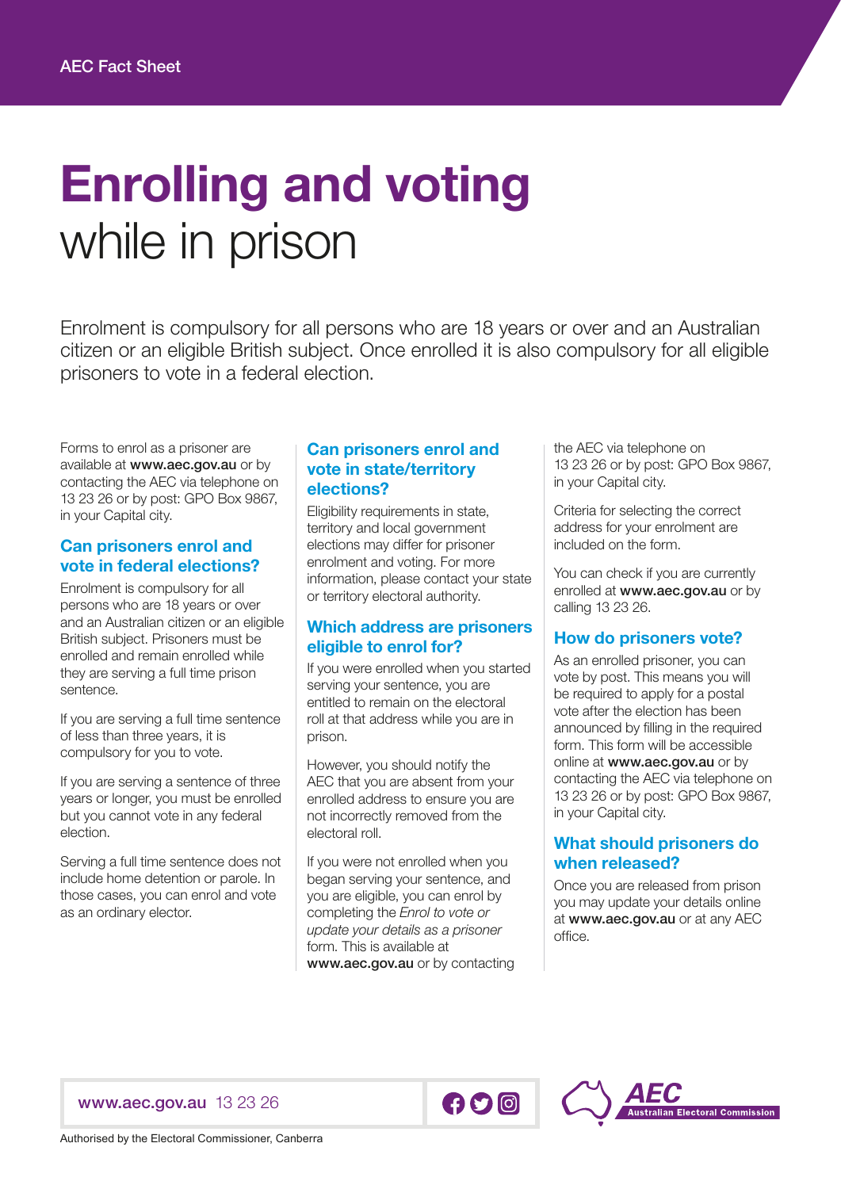AEC Fact Sheet

# Enrolling and voting while in prison

Enrolment is compulsory for all persons who are 18 years or over and an Australian citizen or an eligible British subject. Once enrolled it is also compulsory for all eligible prisoners to vote in a federal election.

Forms to enrol as a prisoner are available at **www.aec.gov.au** or by contacting the AEC via telephone on 13 23 26 or by post: GPO Box 9867, in your Capital city.

## Can prisoners enrol and vote in federal elections?

Enrolment is compulsory for all persons who are 18 years or over and an Australian citizen or an eligible British subject. Prisoners must be enrolled and remain enrolled while they are serving a full time prison sentence.

If you are serving a full time sentence of less than three years, it is compulsory for you to vote.

If you are serving a sentence of three years or longer, you must be enrolled but you cannot vote in any federal election.

Serving a full time sentence does not include home detention or parole. In those cases, you can enrol and vote as an ordinary elector.

## Can prisoners enrol and vote in state/territory elections?

Eligibility requirements in state, territory and local government elections may differ for prisoner enrolment and voting. For more information, please contact your state or territory electoral authority.

## Which address are prisoners eligible to enrol for?

If you were enrolled when you started serving your sentence, you are entitled to remain on the electoral roll at that address while you are in prison.

However, you should notify the AEC that you are absent from your enrolled address to ensure you are not incorrectly removed from the electoral roll.

If you were not enrolled when you began serving your sentence, and you are eligible, you can enrol by completing the *Enrol to vote or update your details as a prisoner* form. This is available at **www.aec.gov.au** or by contacting the AEC via telephone on 13 23 26 or by post: GPO Box 9867, in your Capital city.

Criteria for selecting the correct address for your enrolment are included on the form.

You can check if you are currently enrolled at **www.aec.gov.au** or by calling 13 23 26.

## How do prisoners vote?

As an enrolled prisoner, you can vote by post. This means you will be required to apply for a postal vote after the election has been announced by filling in the required form. This form will be accessible online at **www.aec.gov.au** or by contacting the AEC via telephone on 13 23 26 or by post: GPO Box 9867, in your Capital city.

## What should prisoners do when released?

Once you are released from prison you may update your details online at **www.aec.gov.au** or at any AEC office.

www.aec.gov.au 13 23 26

AEC Australian Electoral Commission

Authorised by the Electoral Commissioner, Canberra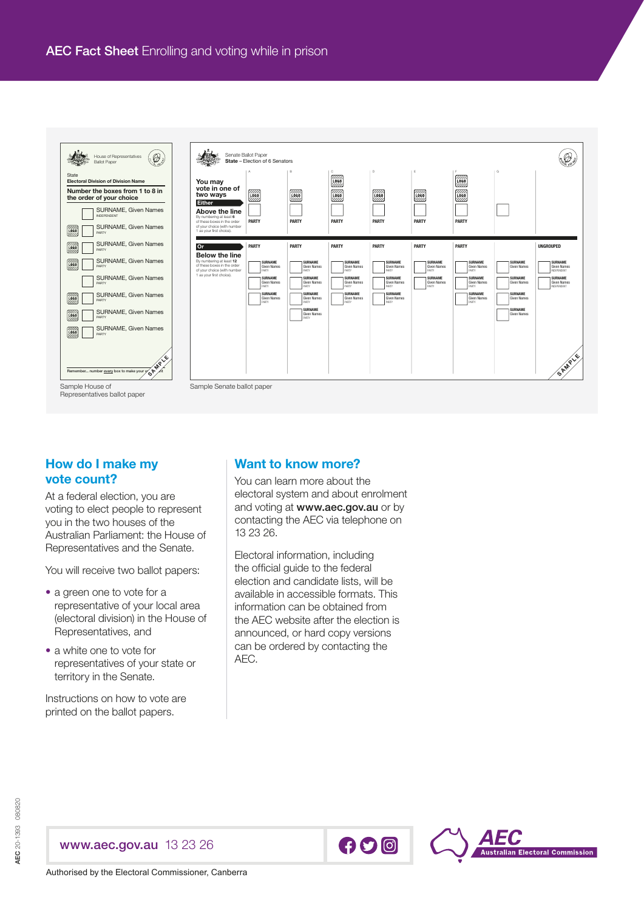Sample House of Representatives ballot paper

Sample Senate ballot paper

## How do I make my vote count?

At a federal election, you are voting to elect people to represent you in the two houses of the Australian Parliament: the House of Representatives and the Senate.

You will receive two ballot papers:

- a green one to vote for a representative of your local area (electoral division) in the House of Representatives, and
- a white one to vote for representatives of your state or territory in the Senate.

Instructions on how to vote are printed on the ballot papers.

## Want to know more?

You can learn more about the electoral system and about enrolment and voting at **www.aec.gov.au** or by contacting the AEC via telephone on 13 23 26.

Electoral information, including the official guide to the federal election and candidate lists, will be available in accessible formats. This information can be obtained from the AEC website after the election is announced, or hard copy versions can be ordered by contacting the AEC.

www.aec.gov.au 13 23 26

Authorised by the Electoral Commissioner, Canberra

AEC 20-1393 080820